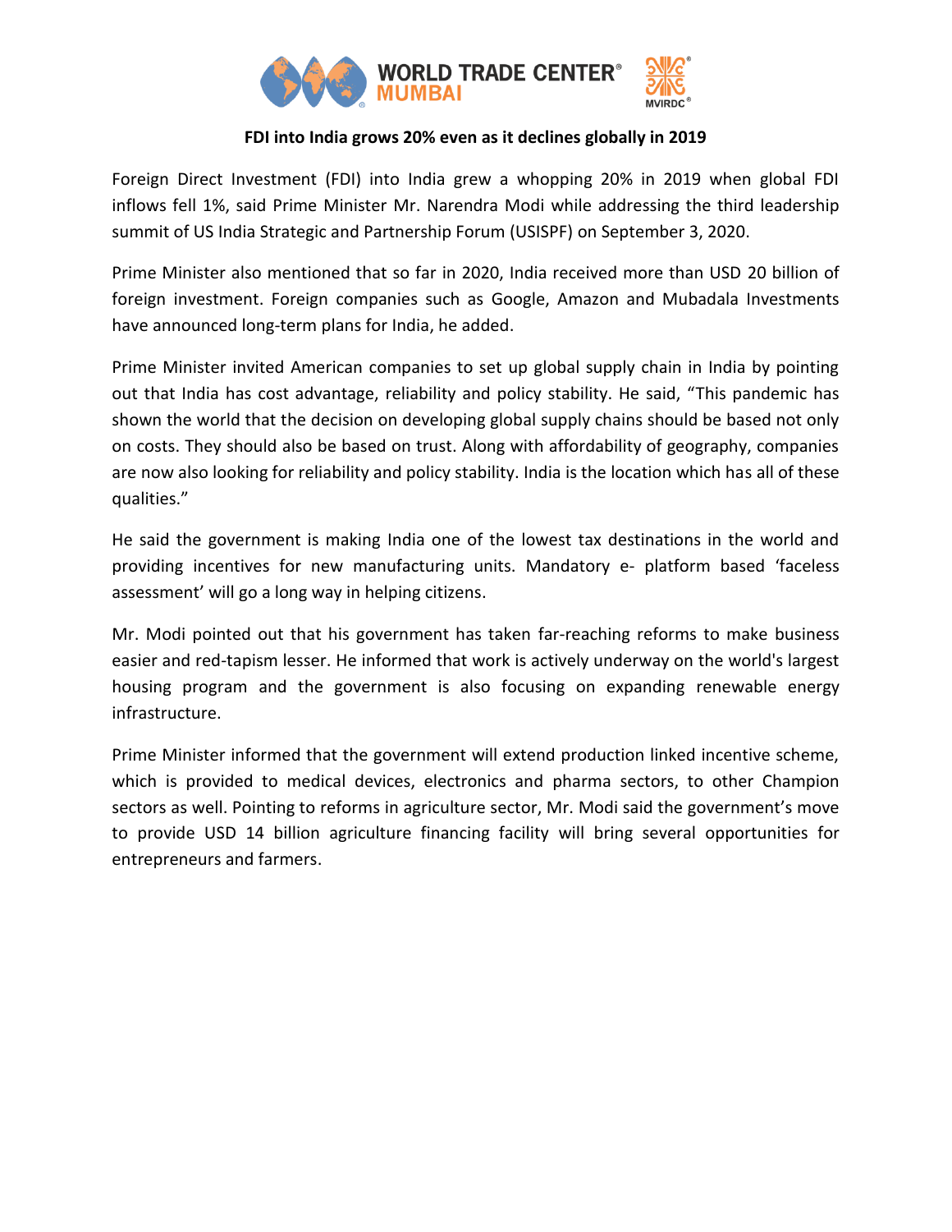**FDI into India grows 20% even as it declines globally in 2019**

Foreign Direct Investment (FDI) into India grew a whopping 20% in 2019 when global FDI inflows fell 1%, said Prime Minister Mr. Narendra Modi while addressing the third leadership summit of US India Strategic and Partnership Forum (USISPF) on September 3, 2020.

Prime Minister also mentioned that so far in 2020, India received more than USD 20 billion of foreign investment. Foreign companies such as Google, Amazon and Mubadala Investments have announced long-term plans for India, he added.

Prime Minister invited American companies to set up global supply chain in India by pointing out that India has cost advantage, reliability and policy stability. He said, "This pandemic has shown the world that the decision on developing global supply chains should be based not only on costs. They should also be based on trust. Along with affordability of geography, companies are now also looking for reliability and policy stability. India is the location which has all of these qualities."

He said the government is making India one of the lowest tax destinations in the world and providing incentives for new manufacturing units. Mandatory e- platform based 'faceless assessment' will go a long way in helping citizens.

Mr. Modi pointed out that his government has taken far-reaching reforms to make business easier and red-tapism lesser. He informed that work is actively underway on the world's largest housing program and the government is also focusing on expanding renewable energy infrastructure.

Prime Minister informed that the government will extend production linked incentive scheme, which is provided to medical devices, electronics and pharma sectors, to other Champion sectors as well. Pointing to reforms in agriculture sector, Mr. Modi said the government's move to provide USD 14 billion agriculture financing facility will bring several opportunities for entrepreneurs and farmers.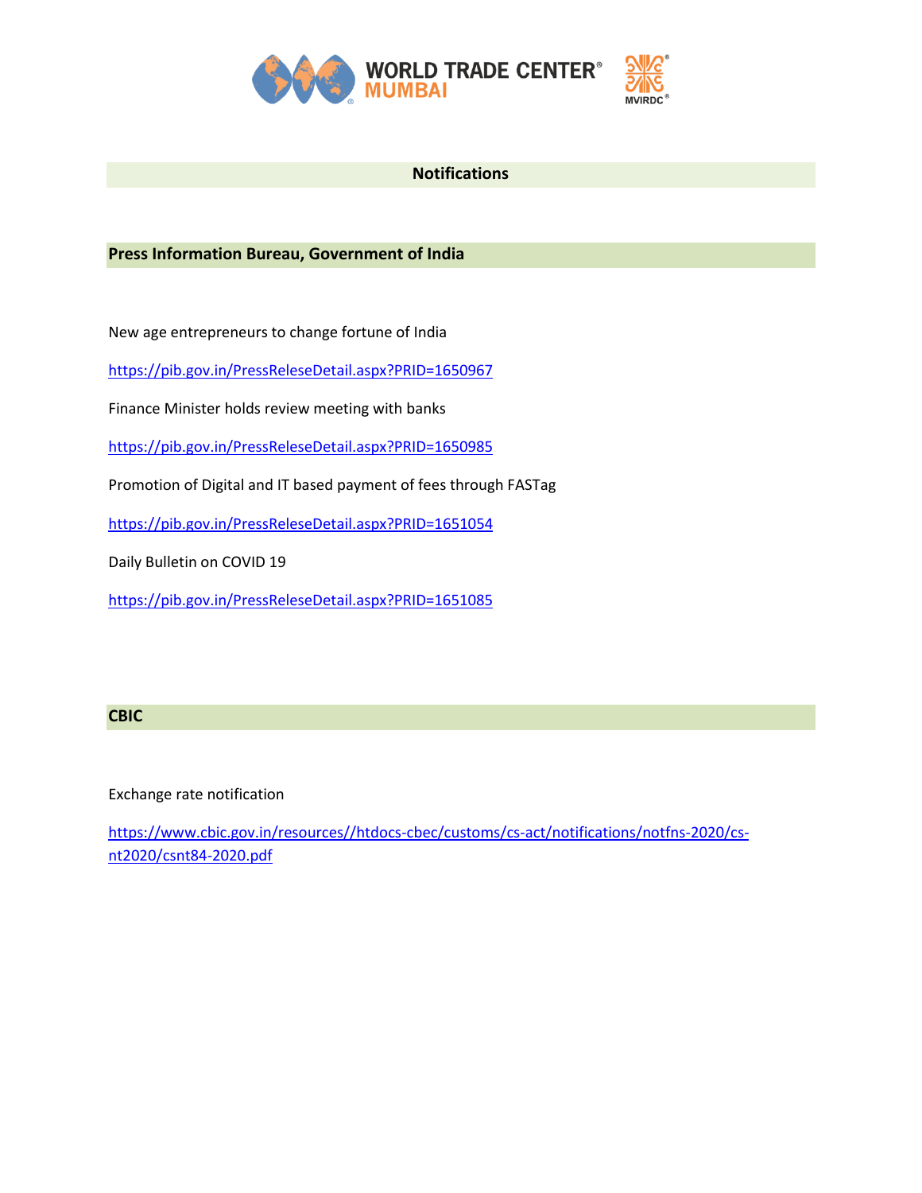## Notifications

### Press Information Bureau, Government of India

New age entrepreneurs to change fortune of India

https://pib.gov.in/PressReleseDetail.aspx?PRID=1650967

Finance Minister holds review meeting with banks

https://pib.gov.in/PressReleseDetail.aspx?PRID=1650985

Promotion of Digital and IT based payment of fees through FASTag

https://pib.gov.in/PressReleseDetail.aspx?PRID=1651054

Daily Bulletin on COVID 19

https://pib.gov.in/PressReleseDetail.aspx?PRID=1651085

### CBIC

Exchange rate notification

https://www.cbic.gov.in/resources//htdocs-cbec/customs/cs-act/notifications/notfns-2020/cs-nt2020/csnt84-2020.pdf